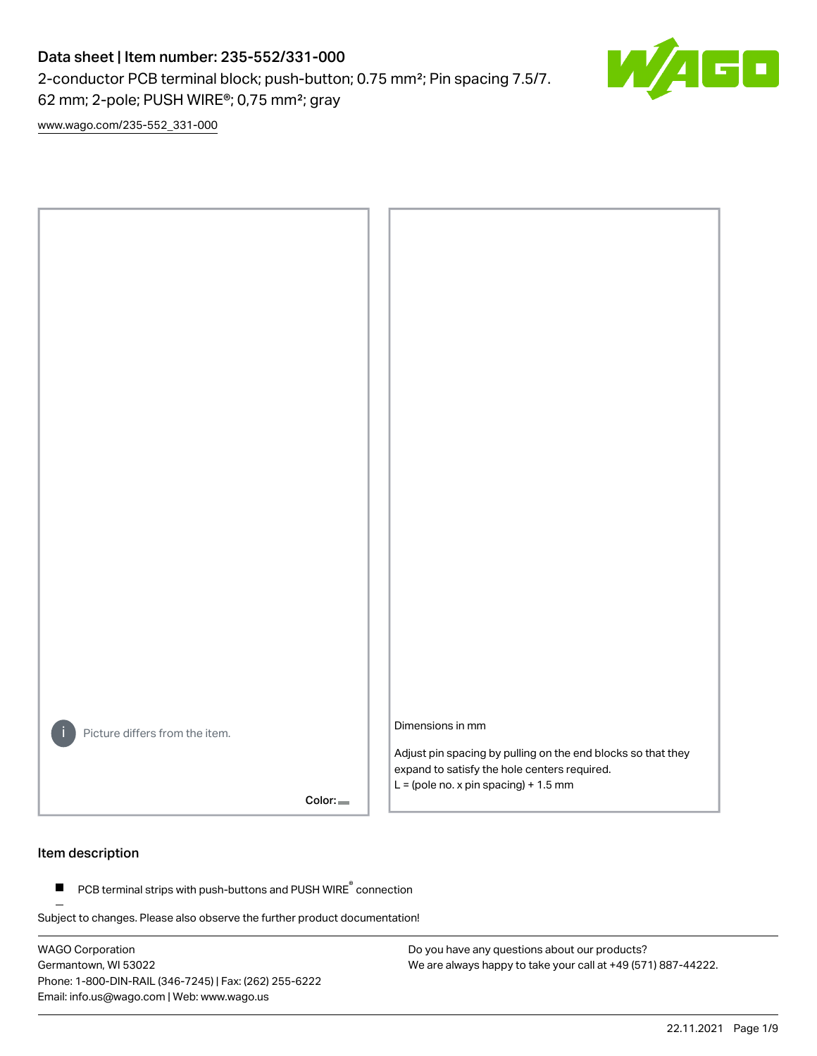# Data sheet | Item number: 235-552/331-000

2-conductor PCB terminal block; push-button; 0.75 mm²; Pin spacing 7.5/7.62 mm; 2-pole; PUSH WIRE®; 0,75 mm²; gray

www.wago.com/235-552_331-000

Picture differs from the item.

Color:

Dimensions in mm

Adjust pin spacing by pulling on the end blocks so that they expand to satisfy the hole centers required.
L = (pole no. x pin spacing) + 1.5 mm

## Item description

- PCB terminal strips with push-buttons and PUSH WIRE® connection

Subject to changes. Please also observe the further product documentation!

WAGO Corporation
Germantown, WI 53022
Phone: 1-800-DIN-RAIL (346-7245) | Fax: (262) 255-6222
Email: info.us@wago.com | Web: www.wago.us

Do you have any questions about our products?
We are always happy to take your call at +49 (571) 887-44222.

22.11.2021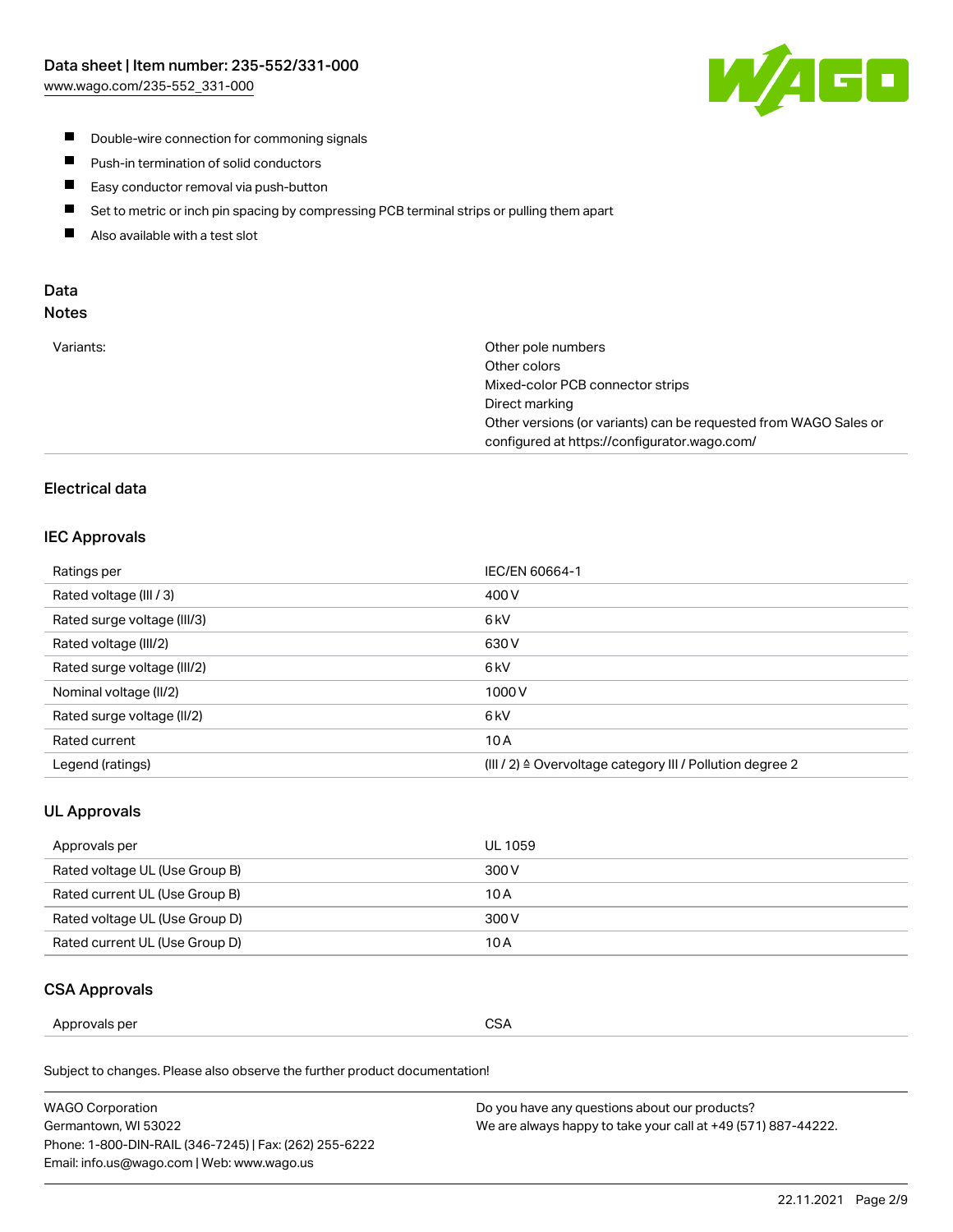- Double-wire connection for commoning signals
- Push-in termination of solid conductors
- Easy conductor removal via push-button
- Set to metric or inch pin spacing by compressing PCB terminal strips or pulling them apart
- Also available with a test slot

## Data
### Notes

| | |
|---|---|
| Variants: | Other pole numbers<br>Other colors<br>Mixed-color PCB connector strips<br>Direct marking<br>Other versions (or variants) can be requested from WAGO Sales or configured at https://configurator.wago.com/ |

### Electrical data

#### IEC Approvals

| | |
|---|---|
| Ratings per | IEC/EN 60664-1 |
| Rated voltage (III / 3) | 400 V |
| Rated surge voltage (III/3) | 6 kV |
| Rated voltage (III/2) | 630 V |
| Rated surge voltage (III/2) | 6 kV |
| Nominal voltage (II/2) | 1000 V |
| Rated surge voltage (II/2) | 6 kV |
| Rated current | 10 A |
| Legend (ratings) | (III / 2) ≙ Overvoltage category III / Pollution degree 2 |

#### UL Approvals

| | |
|---|---|
| Approvals per | UL 1059 |
| Rated voltage UL (Use Group B) | 300 V |
| Rated current UL (Use Group B) | 10 A |
| Rated voltage UL (Use Group D) | 300 V |
| Rated current UL (Use Group D) | 10 A |

#### CSA Approvals

| | |
|---|---|
| Approvals per | CSA |

Subject to changes. Please also observe the further product documentation!

WAGO Corporation
Germantown, WI 53022
Phone: 1-800-DIN-RAIL (346-7245) | Fax: (262) 255-6222
Email: info.us@wago.com | Web: www.wago.us

Do you have any questions about our products?
We are always happy to take your call at +49 (571) 887-44222.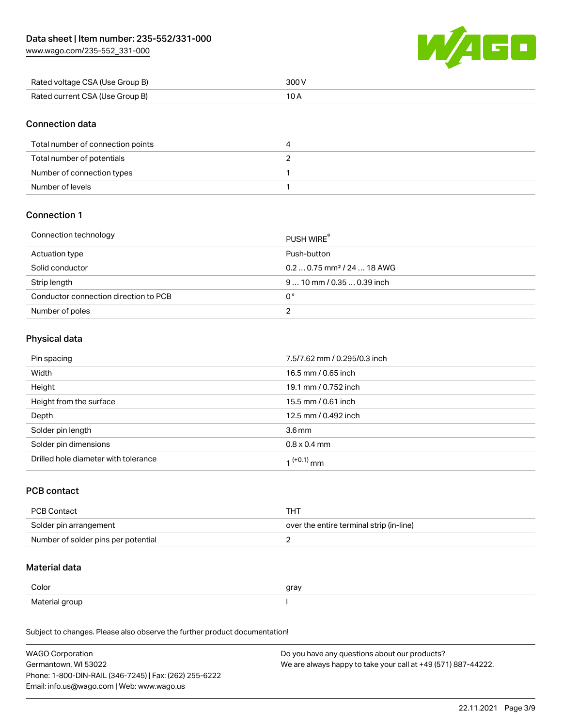| | |
|---|---|
| Rated voltage CSA (Use Group B) | 300 V |
| Rated current CSA (Use Group B) | 10 A |

## Connection data

| | |
|---|---|
| Total number of connection points | 4 |
| Total number of potentials | 2 |
| Number of connection types | 1 |
| Number of levels | 1 |

## Connection 1

| | |
|---|---|
| Connection technology | PUSH WIRE® |
| Actuation type | Push-button |
| Solid conductor | 0.2 … 0.75 mm² / 24 … 18 AWG |
| Strip length | 9 … 10 mm / 0.35 … 0.39 inch |
| Conductor connection direction to PCB | 0 ° |
| Number of poles | 2 |

## Physical data

| | |
|---|---|
| Pin spacing | 7.5/7.62 mm / 0.295/0.3 inch |
| Width | 16.5 mm / 0.65 inch |
| Height | 19.1 mm / 0.752 inch |
| Height from the surface | 15.5 mm / 0.61 inch |
| Depth | 12.5 mm / 0.492 inch |
| Solder pin length | 3.6 mm |
| Solder pin dimensions | 0.8 x 0.4 mm |
| Drilled hole diameter with tolerance | $1^{(+0.1)}$ mm |

## PCB contact

| | |
|---|---|
| PCB Contact | THT |
| Solder pin arrangement | over the entire terminal strip (in-line) |
| Number of solder pins per potential | 2 |

## Material data

| | |
|---|---|
| Color | gray |
| Material group | I |

Subject to changes. Please also observe the further product documentation!

WAGO Corporation
Germantown, WI 53022
Phone: 1-800-DIN-RAIL (346-7245) | Fax: (262) 255-6222
Email: info.us@wago.com | Web: www.wago.us

Do you have any questions about our products?
We are always happy to take your call at +49 (571) 887-44222.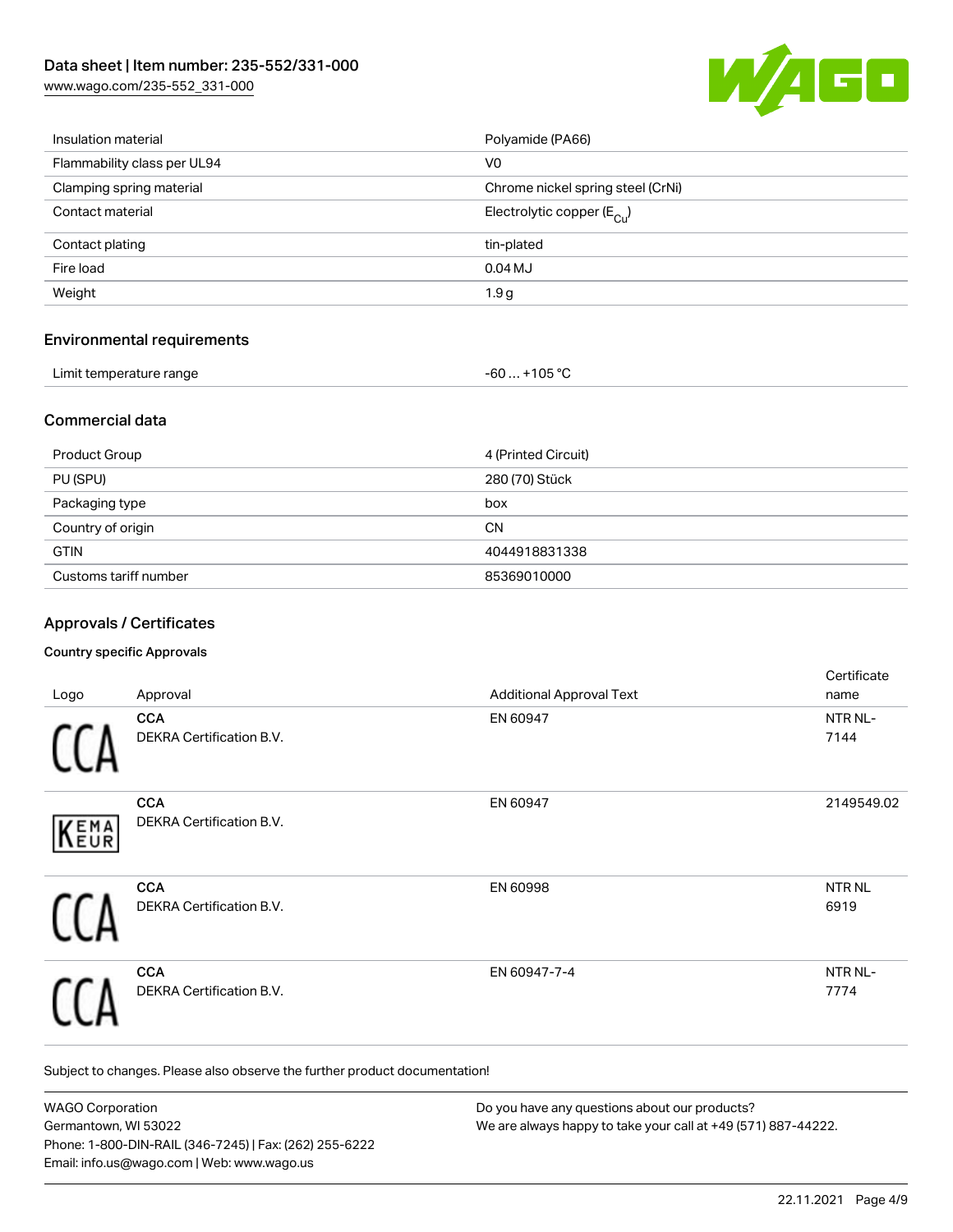| | |
|---|---|
| Insulation material | Polyamide (PA66) |
| Flammability class per UL94 | V0 |
| Clamping spring material | Chrome nickel spring steel (CrNi) |
| Contact material | Electrolytic copper ($E_{Cu}$) |
| Contact plating | tin-plated |
| Fire load | 0.04 MJ |
| Weight | 1.9 g |

## Environmental requirements

| | |
|---|---|
| Limit temperature range | -60 … +105 °C |

## Commercial data

| | |
|---|---|
| Product Group | 4 (Printed Circuit) |
| PU (SPU) | 280 (70) Stück |
| Packaging type | box |
| Country of origin | CN |
| GTIN | 4044918831338 |
| Customs tariff number | 85369010000 |

## Approvals / Certificates

### Country specific Approvals

| Logo | Approval | Additional Approval Text | Certificate name |
|---|---|---|---|
| | **CCA** DEKRA Certification B.V. | EN 60947 | NTR NL-7144 |
| | **CCA** DEKRA Certification B.V. | EN 60947 | 2149549.02 |
| | **CCA** DEKRA Certification B.V. | EN 60998 | NTR NL 6919 |
| | **CCA** DEKRA Certification B.V. | EN 60947-7-4 | NTR NL-7774 |

Subject to changes. Please also observe the further product documentation!

WAGO Corporation
Germantown, WI 53022
Phone: 1-800-DIN-RAIL (346-7245) | Fax: (262) 255-6222
Email: info.us@wago.com | Web: www.wago.us

Do you have any questions about our products?
We are always happy to take your call at +49 (571) 887-44222.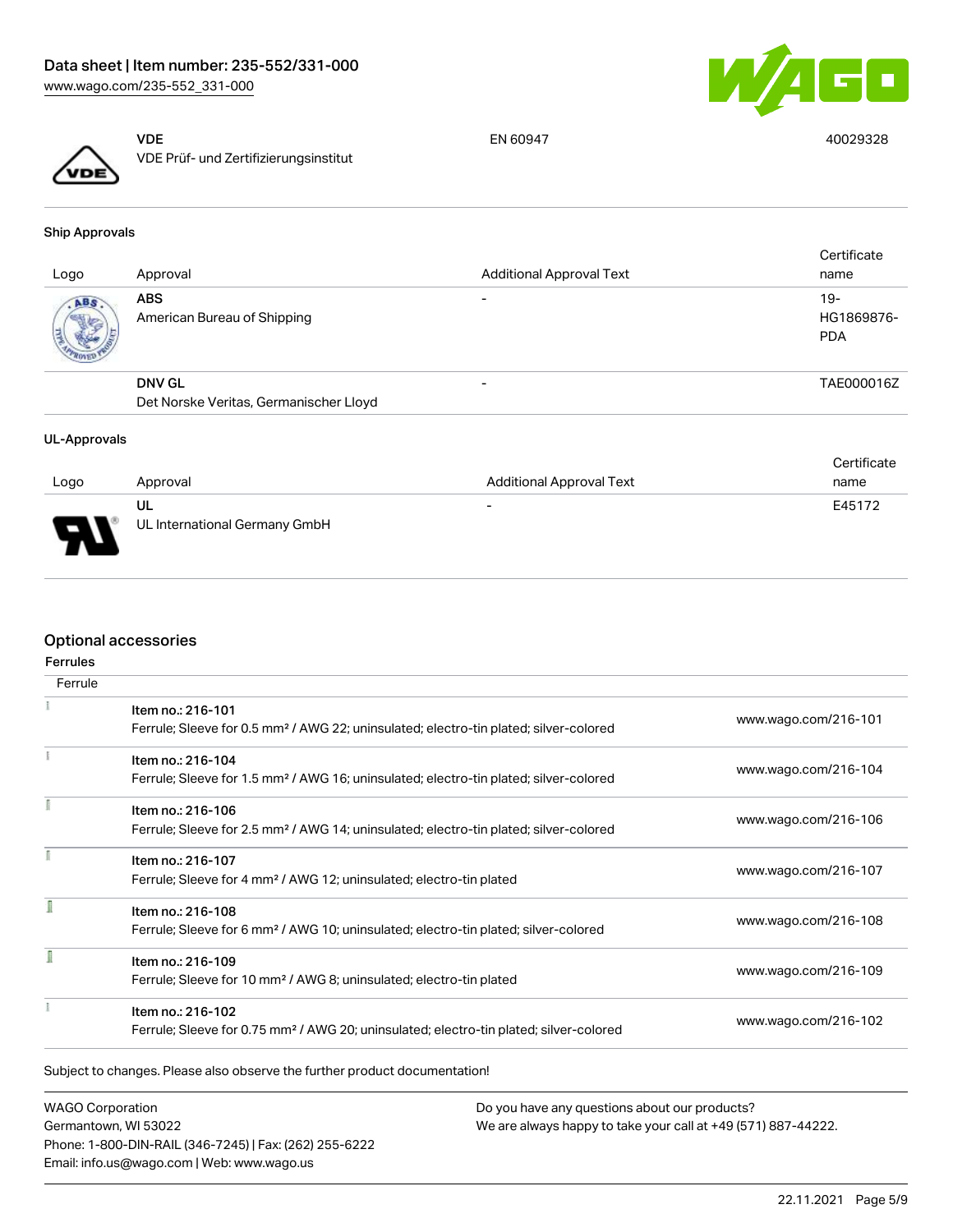| Logo | Approval | Additional Approval Text | Certificate name |
|---|---|---|---|
| | **VDE**<br>VDE Prüf- und Zertifizierungsinstitut | EN 60947 | 40029328 |

### Ship Approvals

| Logo | Approval | Additional Approval Text | Certificate name |
|---|---|---|---|
| | **ABS**<br>American Bureau of Shipping | - | 19-HG1869876-PDA |
| | **DNV GL**<br>Det Norske Veritas, Germanischer Lloyd | - | TAE000016Z |

### UL-Approvals

| Logo | Approval | Additional Approval Text | Certificate name |
|---|---|---|---|
| | **UL**<br>UL International Germany GmbH | - | E45172 |

## Optional accessories

### Ferrules

| Ferrule | | |
|---|---|---|
| | Item no.: 216-101<br>Ferrule; Sleeve for 0.5 mm² / AWG 22; uninsulated; electro-tin plated; silver-colored | www.wago.com/216-101 |
| | Item no.: 216-104<br>Ferrule; Sleeve for 1.5 mm² / AWG 16; uninsulated; electro-tin plated; silver-colored | www.wago.com/216-104 |
| | Item no.: 216-106<br>Ferrule; Sleeve for 2.5 mm² / AWG 14; uninsulated; electro-tin plated; silver-colored | www.wago.com/216-106 |
| | Item no.: 216-107<br>Ferrule; Sleeve for 4 mm² / AWG 12; uninsulated; electro-tin plated | www.wago.com/216-107 |
| | Item no.: 216-108<br>Ferrule; Sleeve for 6 mm² / AWG 10; uninsulated; electro-tin plated; silver-colored | www.wago.com/216-108 |
| | Item no.: 216-109<br>Ferrule; Sleeve for 10 mm² / AWG 8; uninsulated; electro-tin plated | www.wago.com/216-109 |
| | Item no.: 216-102<br>Ferrule; Sleeve for 0.75 mm² / AWG 20; uninsulated; electro-tin plated; silver-colored | www.wago.com/216-102 |

Subject to changes. Please also observe the further product documentation!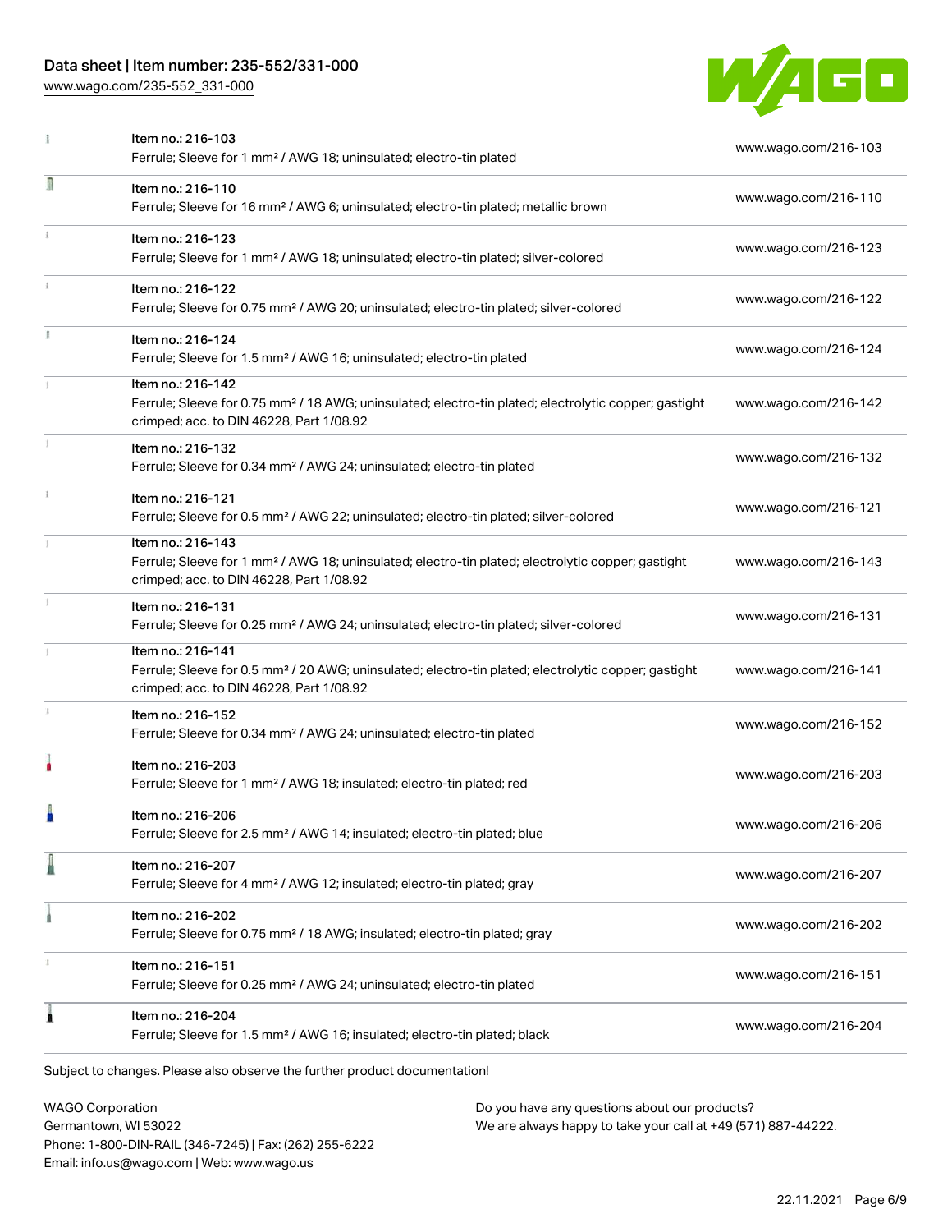| | | |
|---|---|---|
| | Item no.: 216-103<br>Ferrule; Sleeve for 1 mm² / AWG 18; uninsulated; electro-tin plated | www.wago.com/216-103 |
| | Item no.: 216-110<br>Ferrule; Sleeve for 16 mm² / AWG 6; uninsulated; electro-tin plated; metallic brown | www.wago.com/216-110 |
| | Item no.: 216-123<br>Ferrule; Sleeve for 1 mm² / AWG 18; uninsulated; electro-tin plated; silver-colored | www.wago.com/216-123 |
| | Item no.: 216-122<br>Ferrule; Sleeve for 0.75 mm² / AWG 20; uninsulated; electro-tin plated; silver-colored | www.wago.com/216-122 |
| | Item no.: 216-124<br>Ferrule; Sleeve for 1.5 mm² / AWG 16; uninsulated; electro-tin plated | www.wago.com/216-124 |
| | Item no.: 216-142<br>Ferrule; Sleeve for 0.75 mm² / 18 AWG; uninsulated; electro-tin plated; electrolytic copper; gastight crimped; acc. to DIN 46228, Part 1/08.92 | www.wago.com/216-142 |
| | Item no.: 216-132<br>Ferrule; Sleeve for 0.34 mm² / AWG 24; uninsulated; electro-tin plated | www.wago.com/216-132 |
| | Item no.: 216-121<br>Ferrule; Sleeve for 0.5 mm² / AWG 22; uninsulated; electro-tin plated; silver-colored | www.wago.com/216-121 |
| | Item no.: 216-143<br>Ferrule; Sleeve for 1 mm² / AWG 18; uninsulated; electro-tin plated; electrolytic copper; gastight crimped; acc. to DIN 46228, Part 1/08.92 | www.wago.com/216-143 |
| | Item no.: 216-131<br>Ferrule; Sleeve for 0.25 mm² / AWG 24; uninsulated; electro-tin plated; silver-colored | www.wago.com/216-131 |
| | Item no.: 216-141<br>Ferrule; Sleeve for 0.5 mm² / 20 AWG; uninsulated; electro-tin plated; electrolytic copper; gastight crimped; acc. to DIN 46228, Part 1/08.92 | www.wago.com/216-141 |
| | Item no.: 216-152<br>Ferrule; Sleeve for 0.34 mm² / AWG 24; uninsulated; electro-tin plated | www.wago.com/216-152 |
| | Item no.: 216-203<br>Ferrule; Sleeve for 1 mm² / AWG 18; insulated; electro-tin plated; red | www.wago.com/216-203 |
| | Item no.: 216-206<br>Ferrule; Sleeve for 2.5 mm² / AWG 14; insulated; electro-tin plated; blue | www.wago.com/216-206 |
| | Item no.: 216-207<br>Ferrule; Sleeve for 4 mm² / AWG 12; insulated; electro-tin plated; gray | www.wago.com/216-207 |
| | Item no.: 216-202<br>Ferrule; Sleeve for 0.75 mm² / 18 AWG; insulated; electro-tin plated; gray | www.wago.com/216-202 |
| | Item no.: 216-151<br>Ferrule; Sleeve for 0.25 mm² / AWG 24; uninsulated; electro-tin plated | www.wago.com/216-151 |
| | Item no.: 216-204<br>Ferrule; Sleeve for 1.5 mm² / AWG 16; insulated; electro-tin plated; black | www.wago.com/216-204 |

Subject to changes. Please also observe the further product documentation!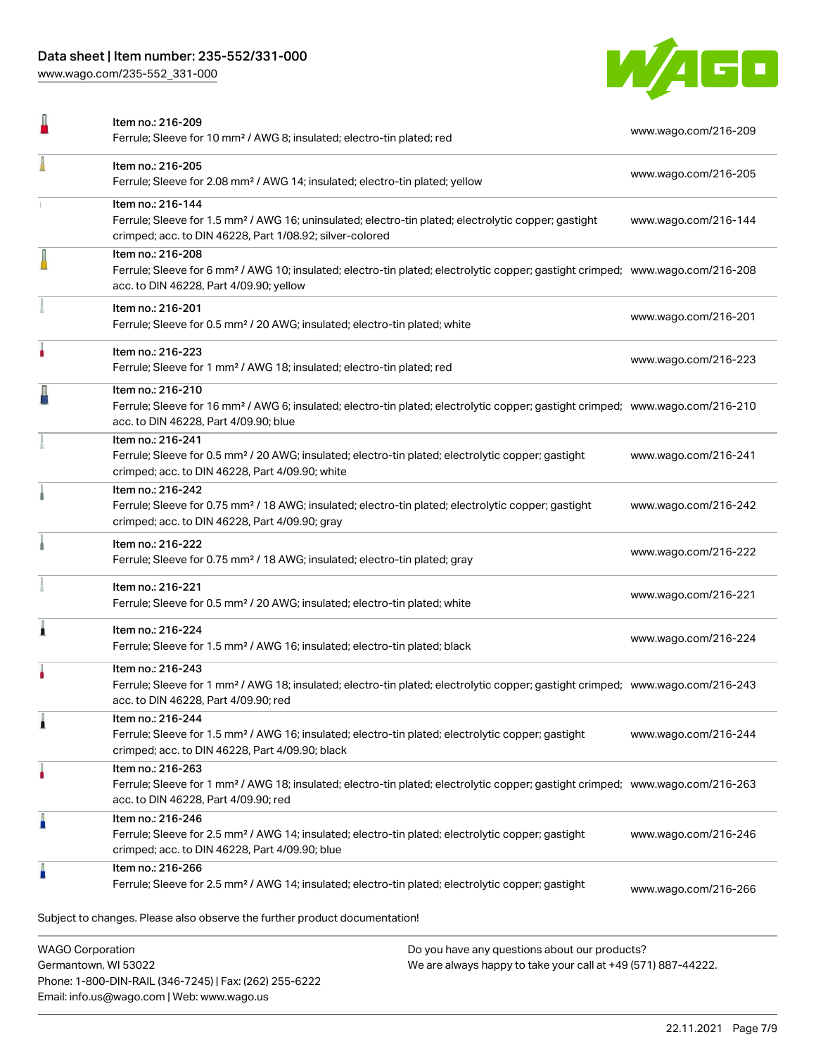| Item | Link |
| --- | --- |
| Item no.: 216-209<br>Ferrule; Sleeve for 10 mm² / AWG 8; insulated; electro-tin plated; red | www.wago.com/216-209 |
| Item no.: 216-205<br>Ferrule; Sleeve for 2.08 mm² / AWG 14; insulated; electro-tin plated; yellow | www.wago.com/216-205 |
| Item no.: 216-144<br>Ferrule; Sleeve for 1.5 mm² / AWG 16; uninsulated; electro-tin plated; electrolytic copper; gastight crimped; acc. to DIN 46228, Part 1/08.92; silver-colored | www.wago.com/216-144 |
| Item no.: 216-208<br>Ferrule; Sleeve for 6 mm² / AWG 10; insulated; electro-tin plated; electrolytic copper; gastight crimped; acc. to DIN 46228, Part 4/09.90; yellow | www.wago.com/216-208 |
| Item no.: 216-201<br>Ferrule; Sleeve for 0.5 mm² / 20 AWG; insulated; electro-tin plated; white | www.wago.com/216-201 |
| Item no.: 216-223<br>Ferrule; Sleeve for 1 mm² / AWG 18; insulated; electro-tin plated; red | www.wago.com/216-223 |
| Item no.: 216-210<br>Ferrule; Sleeve for 16 mm² / AWG 6; insulated; electro-tin plated; electrolytic copper; gastight crimped; acc. to DIN 46228, Part 4/09.90; blue | www.wago.com/216-210 |
| Item no.: 216-241<br>Ferrule; Sleeve for 0.5 mm² / 20 AWG; insulated; electro-tin plated; electrolytic copper; gastight crimped; acc. to DIN 46228, Part 4/09.90; white | www.wago.com/216-241 |
| Item no.: 216-242<br>Ferrule; Sleeve for 0.75 mm² / 18 AWG; insulated; electro-tin plated; electrolytic copper; gastight crimped; acc. to DIN 46228, Part 4/09.90; gray | www.wago.com/216-242 |
| Item no.: 216-222<br>Ferrule; Sleeve for 0.75 mm² / 18 AWG; insulated; electro-tin plated; gray | www.wago.com/216-222 |
| Item no.: 216-221<br>Ferrule; Sleeve for 0.5 mm² / 20 AWG; insulated; electro-tin plated; white | www.wago.com/216-221 |
| Item no.: 216-224<br>Ferrule; Sleeve for 1.5 mm² / AWG 16; insulated; electro-tin plated; black | www.wago.com/216-224 |
| Item no.: 216-243<br>Ferrule; Sleeve for 1 mm² / AWG 18; insulated; electro-tin plated; electrolytic copper; gastight crimped; acc. to DIN 46228, Part 4/09.90; red | www.wago.com/216-243 |
| Item no.: 216-244<br>Ferrule; Sleeve for 1.5 mm² / AWG 16; insulated; electro-tin plated; electrolytic copper; gastight crimped; acc. to DIN 46228, Part 4/09.90; black | www.wago.com/216-244 |
| Item no.: 216-263<br>Ferrule; Sleeve for 1 mm² / AWG 18; insulated; electro-tin plated; electrolytic copper; gastight crimped; acc. to DIN 46228, Part 4/09.90; red | www.wago.com/216-263 |
| Item no.: 216-246<br>Ferrule; Sleeve for 2.5 mm² / AWG 14; insulated; electro-tin plated; electrolytic copper; gastight crimped; acc. to DIN 46228, Part 4/09.90; blue | www.wago.com/216-246 |
| Item no.: 216-266<br>Ferrule; Sleeve for 2.5 mm² / AWG 14; insulated; electro-tin plated; electrolytic copper; gastight | www.wago.com/216-266 |

Subject to changes. Please also observe the further product documentation!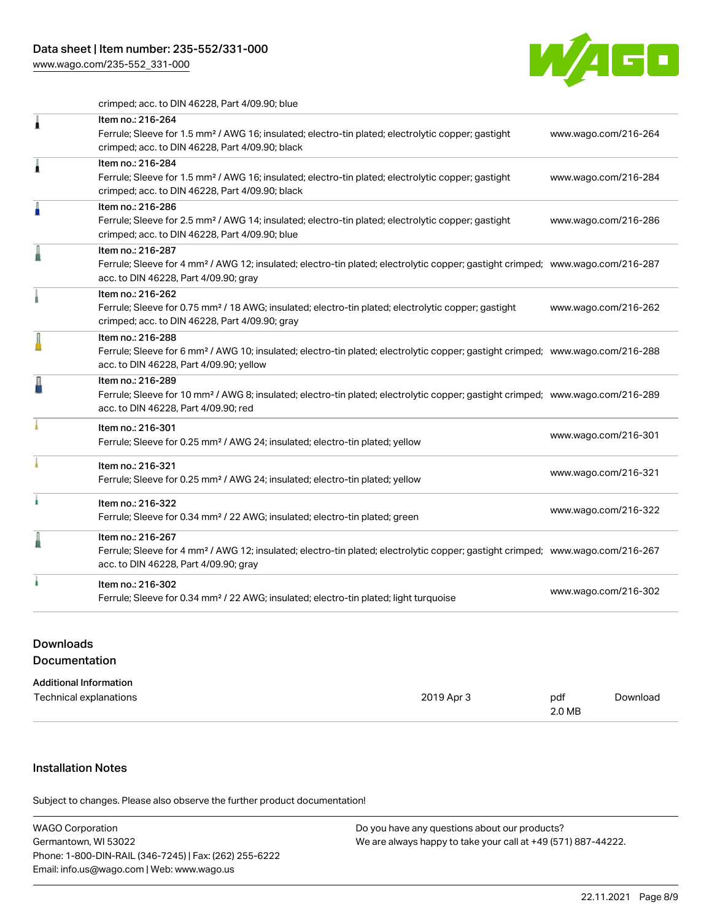crimped; acc. to DIN 46228, Part 4/09.90; blue

| Item | URL |
|---|---|
| Item no.: 216-264<br>Ferrule; Sleeve for 1.5 mm² / AWG 16; insulated; electro-tin plated; electrolytic copper; gastight crimped; acc. to DIN 46228, Part 4/09.90; black | www.wago.com/216-264 |
| Item no.: 216-284<br>Ferrule; Sleeve for 1.5 mm² / AWG 16; insulated; electro-tin plated; electrolytic copper; gastight crimped; acc. to DIN 46228, Part 4/09.90; black | www.wago.com/216-284 |
| Item no.: 216-286<br>Ferrule; Sleeve for 2.5 mm² / AWG 14; insulated; electro-tin plated; electrolytic copper; gastight crimped; acc. to DIN 46228, Part 4/09.90; blue | www.wago.com/216-286 |
| Item no.: 216-287<br>Ferrule; Sleeve for 4 mm² / AWG 12; insulated; electro-tin plated; electrolytic copper; gastight crimped; acc. to DIN 46228, Part 4/09.90; gray | www.wago.com/216-287 |
| Item no.: 216-262<br>Ferrule; Sleeve for 0.75 mm² / 18 AWG; insulated; electro-tin plated; electrolytic copper; gastight crimped; acc. to DIN 46228, Part 4/09.90; gray | www.wago.com/216-262 |
| Item no.: 216-288<br>Ferrule; Sleeve for 6 mm² / AWG 10; insulated; electro-tin plated; electrolytic copper; gastight crimped; acc. to DIN 46228, Part 4/09.90; yellow | www.wago.com/216-288 |
| Item no.: 216-289<br>Ferrule; Sleeve for 10 mm² / AWG 8; insulated; electro-tin plated; electrolytic copper; gastight crimped; acc. to DIN 46228, Part 4/09.90; red | www.wago.com/216-289 |
| Item no.: 216-301<br>Ferrule; Sleeve for 0.25 mm² / AWG 24; insulated; electro-tin plated; yellow | www.wago.com/216-301 |
| Item no.: 216-321<br>Ferrule; Sleeve for 0.25 mm² / AWG 24; insulated; electro-tin plated; yellow | www.wago.com/216-321 |
| Item no.: 216-322<br>Ferrule; Sleeve for 0.34 mm² / 22 AWG; insulated; electro-tin plated; green | www.wago.com/216-322 |
| Item no.: 216-267<br>Ferrule; Sleeve for 4 mm² / AWG 12; insulated; electro-tin plated; electrolytic copper; gastight crimped; acc. to DIN 46228, Part 4/09.90; gray | www.wago.com/216-267 |
| Item no.: 216-302<br>Ferrule; Sleeve for 0.34 mm² / 22 AWG; insulated; electro-tin plated; light turquoise | www.wago.com/216-302 |

## Downloads

### Documentation

**Additional Information**

| | | | |
|---|---|---|---|
| Technical explanations | 2019 Apr 3 | pdf<br>2.0 MB | Download |

## Installation Notes

Subject to changes. Please also observe the further product documentation!

WAGO Corporation
Germantown, WI 53022
Phone: 1-800-DIN-RAIL (346-7245) | Fax: (262) 255-6222
Email: info.us@wago.com | Web: www.wago.us

Do you have any questions about our products?
We are always happy to take your call at +49 (571) 887-44222.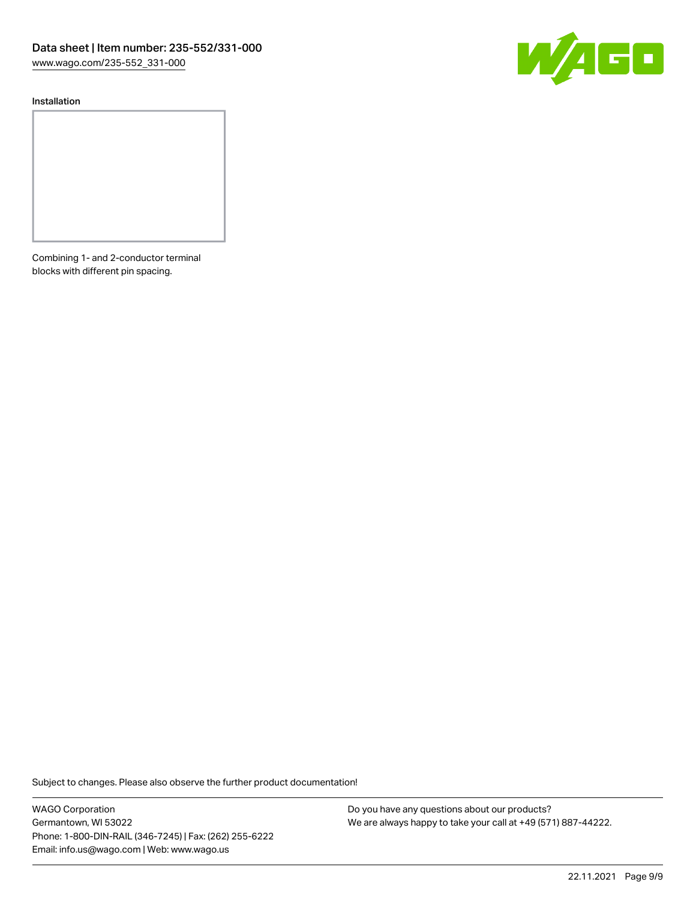Installation

Combining 1- and 2-conductor terminal blocks with different pin spacing.